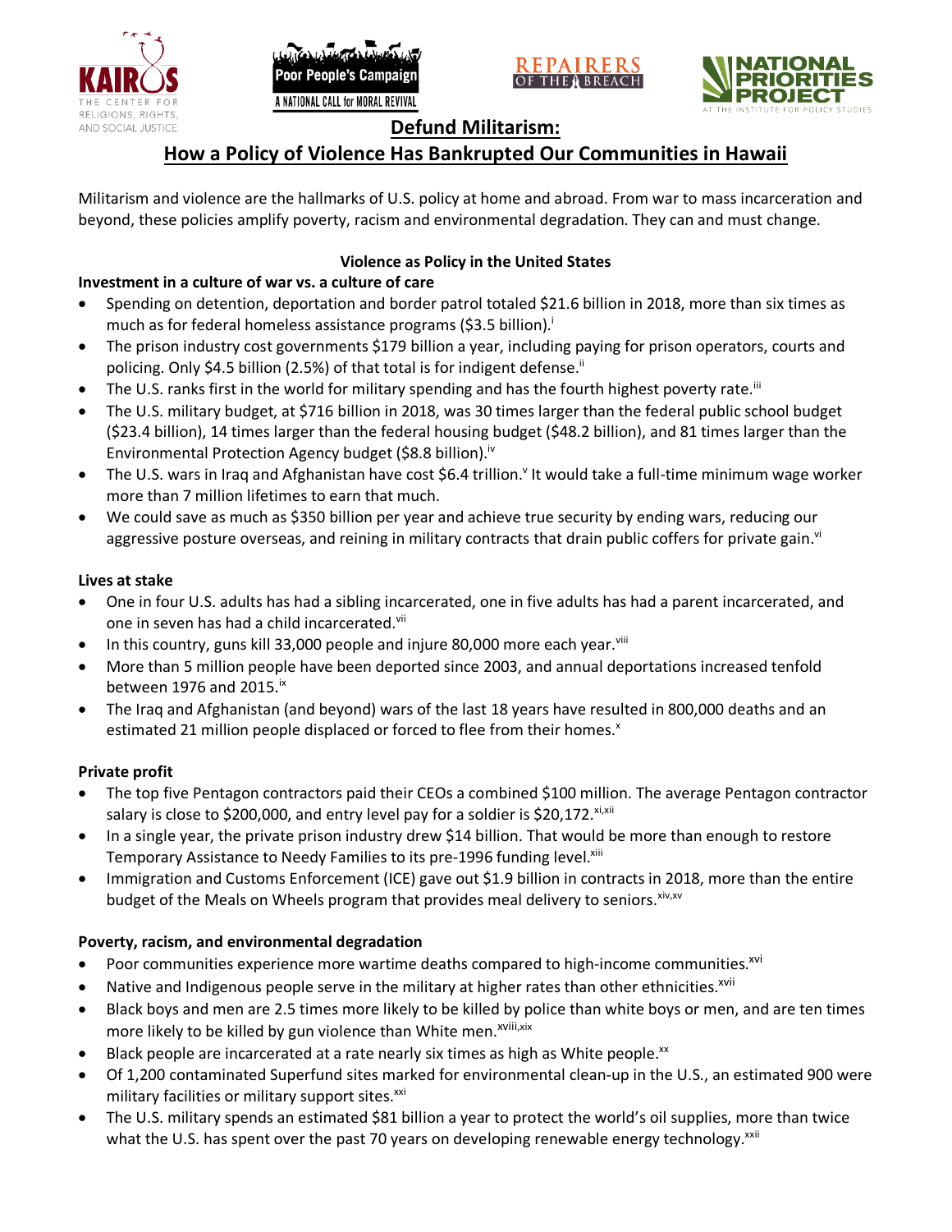# Defund Militarism:

## How a Policy of Violence Has Bankrupted Our Communities in Hawaii

Militarism and violence are the hallmarks of U.S. policy at home and abroad. From war to mass incarceration and beyond, these policies amplify poverty, racism and environmental degradation. They can and must change.

### Violence as Policy in the United States

**Investment in a culture of war vs. a culture of care**

- Spending on detention, deportation and border patrol totaled $21.6 billion in 2018, more than six times as much as for federal homeless assistance programs ($3.5 billion).[i]
- The prison industry cost governments $179 billion a year, including paying for prison operators, courts and policing. Only $4.5 billion (2.5%) of that total is for indigent defense.[ii]
- The U.S. ranks first in the world for military spending and has the fourth highest poverty rate.[iii]
- The U.S. military budget, at $716 billion in 2018, was 30 times larger than the federal public school budget ($23.4 billion), 14 times larger than the federal housing budget ($48.2 billion), and 81 times larger than the Environmental Protection Agency budget ($8.8 billion).[iv]
- The U.S. wars in Iraq and Afghanistan have cost $6.4 trillion.[v] It would take a full-time minimum wage worker more than 7 million lifetimes to earn that much.
- We could save as much as $350 billion per year and achieve true security by ending wars, reducing our aggressive posture overseas, and reining in military contracts that drain public coffers for private gain.[vi]

**Lives at stake**

- One in four U.S. adults has had a sibling incarcerated, one in five adults has had a parent incarcerated, and one in seven has had a child incarcerated.[vii]
- In this country, guns kill 33,000 people and injure 80,000 more each year.[viii]
- More than 5 million people have been deported since 2003, and annual deportations increased tenfold between 1976 and 2015.[ix]
- The Iraq and Afghanistan (and beyond) wars of the last 18 years have resulted in 800,000 deaths and an estimated 21 million people displaced or forced to flee from their homes.[x]

**Private profit**

- The top five Pentagon contractors paid their CEOs a combined $100 million. The average Pentagon contractor salary is close to $200,000, and entry level pay for a soldier is $20,172.[xi,xii]
- In a single year, the private prison industry drew $14 billion. That would be more than enough to restore Temporary Assistance to Needy Families to its pre-1996 funding level.[xiii]
- Immigration and Customs Enforcement (ICE) gave out $1.9 billion in contracts in 2018, more than the entire budget of the Meals on Wheels program that provides meal delivery to seniors.[xiv,xv]

**Poverty, racism, and environmental degradation**

- Poor communities experience more wartime deaths compared to high-income communities.[xvi]
- Native and Indigenous people serve in the military at higher rates than other ethnicities.[xvii]
- Black boys and men are 2.5 times more likely to be killed by police than white boys or men, and are ten times more likely to be killed by gun violence than White men.[xviii,xix]
- Black people are incarcerated at a rate nearly six times as high as White people.[xx]
- Of 1,200 contaminated Superfund sites marked for environmental clean-up in the U.S., an estimated 900 were military facilities or military support sites.[xxi]
- The U.S. military spends an estimated $81 billion a year to protect the world's oil supplies, more than twice what the U.S. has spent over the past 70 years on developing renewable energy technology.[xxii]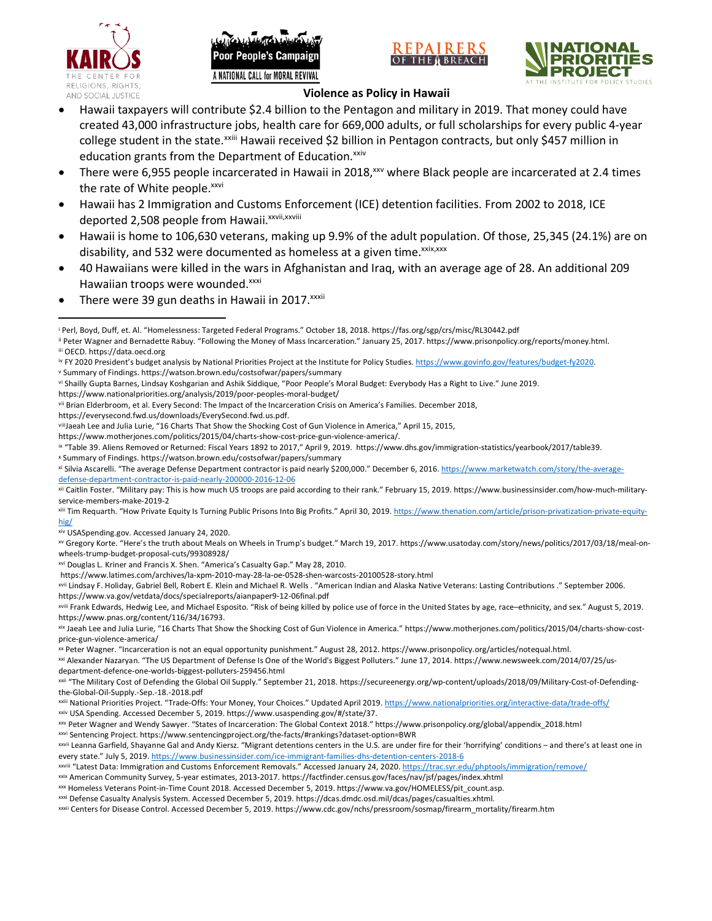## Violence as Policy in Hawaii

- Hawaii taxpayers will contribute $2.4 billion to the Pentagon and military in 2019. That money could have created 43,000 infrastructure jobs, health care for 669,000 adults, or full scholarships for every public 4-year college student in the state.[xxiii] Hawaii received $2 billion in Pentagon contracts, but only $457 million in education grants from the Department of Education.[xxiv]
- There were 6,955 people incarcerated in Hawaii in 2018,[xxv] where Black people are incarcerated at 2.4 times the rate of White people.[xxvi]
- Hawaii has 2 Immigration and Customs Enforcement (ICE) detention facilities. From 2002 to 2018, ICE deported 2,508 people from Hawaii.[xxvii,xxviii]
- Hawaii is home to 106,630 veterans, making up 9.9% of the adult population. Of those, 25,345 (24.1%) are on disability, and 532 were documented as homeless at a given time.[xxix,xxx]
- 40 Hawaiians were killed in the wars in Afghanistan and Iraq, with an average age of 28. An additional 209 Hawaiian troops were wounded.[xxxi]
- There were 39 gun deaths in Hawaii in 2017.[xxxii]

---

[i] Perl, Boyd, Duff, et. Al. "Homelessness: Targeted Federal Programs." October 18, 2018. https://fas.org/sgp/crs/misc/RL30442.pdf

[ii] Peter Wagner and Bernadette Rabuy. "Following the Money of Mass Incarceration." January 25, 2017. https://www.prisonpolicy.org/reports/money.html.

[iii] OECD. https://data.oecd.org

[iv] FY 2020 President's budget analysis by National Priorities Project at the Institute for Policy Studies. https://www.govinfo.gov/features/budget-fy2020.

[v] Summary of Findings. https://watson.brown.edu/costsofwar/papers/summary

[vi] Shailly Gupta Barnes, Lindsay Koshgarian and Ashik Siddique, "Poor People's Moral Budget: Everybody Has a Right to Live." June 2019. https://www.nationalpriorities.org/analysis/2019/poor-peoples-moral-budget/

[vii] Brian Elderbroom, et al. Every Second: The Impact of the Incarceration Crisis on America's Families. December 2018, https://everysecond.fwd.us/downloads/EverySecond.fwd.us.pdf.

[viii] Jaeah Lee and Julia Lurie, "16 Charts That Show the Shocking Cost of Gun Violence in America," April 15, 2015, https://www.motherjones.com/politics/2015/04/charts-show-cost-price-gun-violence-america/.

[ix] "Table 39. Aliens Removed or Returned: Fiscal Years 1892 to 2017," April 9, 2019. https://www.dhs.gov/immigration-statistics/yearbook/2017/table39.

[x] Summary of Findings. https://watson.brown.edu/costsofwar/papers/summary

[xi] Silvia Ascarelli. "The average Defense Department contractor is paid nearly $200,000." December 6, 2016. https://www.marketwatch.com/story/the-average-defense-department-contractor-is-paid-nearly-200000-2016-12-06

[xii] Caitlin Foster. "Military pay: This is how much US troops are paid according to their rank." February 15, 2019. https://www.businessinsider.com/how-much-military-service-members-make-2019-2

[xiii] Tim Requarth. "How Private Equity Is Turning Public Prisons Into Big Profits." April 30, 2019. https://www.thenation.com/article/prison-privatization-private-equity-hig/

[xiv] USASpending.gov. Accessed January 24, 2020.

[xv] Gregory Korte. "Here's the truth about Meals on Wheels in Trump's budget." March 19, 2017. https://www.usatoday.com/story/news/politics/2017/03/18/meal-on-wheels-trump-budget-proposal-cuts/99308928/

[xvi] Douglas L. Kriner and Francis X. Shen. "America's Casualty Gap." May 28, 2010. https://www.latimes.com/archives/la-xpm-2010-may-28-la-oe-0528-shen-warcosts-20100528-story.html

[xvii] Lindsay F. Holiday, Gabriel Bell, Robert E. Klein and Michael R. Wells . "American Indian and Alaska Native Veterans: Lasting Contributions ." September 2006. https://www.va.gov/vetdata/docs/specialreports/aianpaper9-12-06final.pdf

[xviii] Frank Edwards, Hedwig Lee, and Michael Esposito. "Risk of being killed by police use of force in the United States by age, race–ethnicity, and sex." August 5, 2019. https://www.pnas.org/content/116/34/16793.

[xix] Jaeah Lee and Julia Lurie, "16 Charts That Show the Shocking Cost of Gun Violence in America." https://www.motherjones.com/politics/2015/04/charts-show-cost-price-gun-violence-america/

[xx] Peter Wagner. "Incarceration is not an equal opportunity punishment." August 28, 2012. https://www.prisonpolicy.org/articles/notequal.html.

[xxi] Alexander Nazaryan. "The US Department of Defense Is One of the World's Biggest Polluters." June 17, 2014. https://www.newsweek.com/2014/07/25/us-department-defence-one-worlds-biggest-polluters-259456.html

[xxii] "The Military Cost of Defending the Global Oil Supply." September 21, 2018. https://secureenergy.org/wp-content/uploads/2018/09/Military-Cost-of-Defending-the-Global-Oil-Supply.-Sep.-18.-2018.pdf

[xxiii] National Priorities Project. "Trade-Offs: Your Money, Your Choices." Updated April 2019. https://www.nationalpriorities.org/interactive-data/trade-offs/

[xxiv] USA Spending. Accessed December 5, 2019. https://www.usaspending.gov/#/state/37.

[xxv] Peter Wagner and Wendy Sawyer. "States of Incarceration: The Global Context 2018." https://www.prisonpolicy.org/global/appendix_2018.html

[xxvi] Sentencing Project. https://www.sentencingproject.org/the-facts/#rankings?dataset-option=BWR

[xxvii] Leanna Garfield, Shayanne Gal and Andy Kiersz. "Migrant detentions centers in the U.S. are under fire for their 'horrifying' conditions – and there's at least one in every state." July 5, 2019. https://www.businessinsider.com/ice-immigrant-families-dhs-detention-centers-2018-6

[xxviii] "Latest Data: Immigration and Customs Enforcement Removals." Accessed January 24, 2020. https://trac.syr.edu/phptools/immigration/remove/

[xxix] American Community Survey, 5-year estimates, 2013-2017. https://factfinder.census.gov/faces/nav/jsf/pages/index.xhtml

[xxx] Homeless Veterans Point-in-Time Count 2018. Accessed December 5, 2019. https://www.va.gov/HOMELESS/pit_count.asp.

[xxxi] Defense Casualty Analysis System. Accessed December 5, 2019. https://dcas.dmdc.osd.mil/dcas/pages/casualties.xhtml.

[xxxii] Centers for Disease Control. Accessed December 5, 2019. https://www.cdc.gov/nchs/pressroom/sosmap/firearm_mortality/firearm.htm